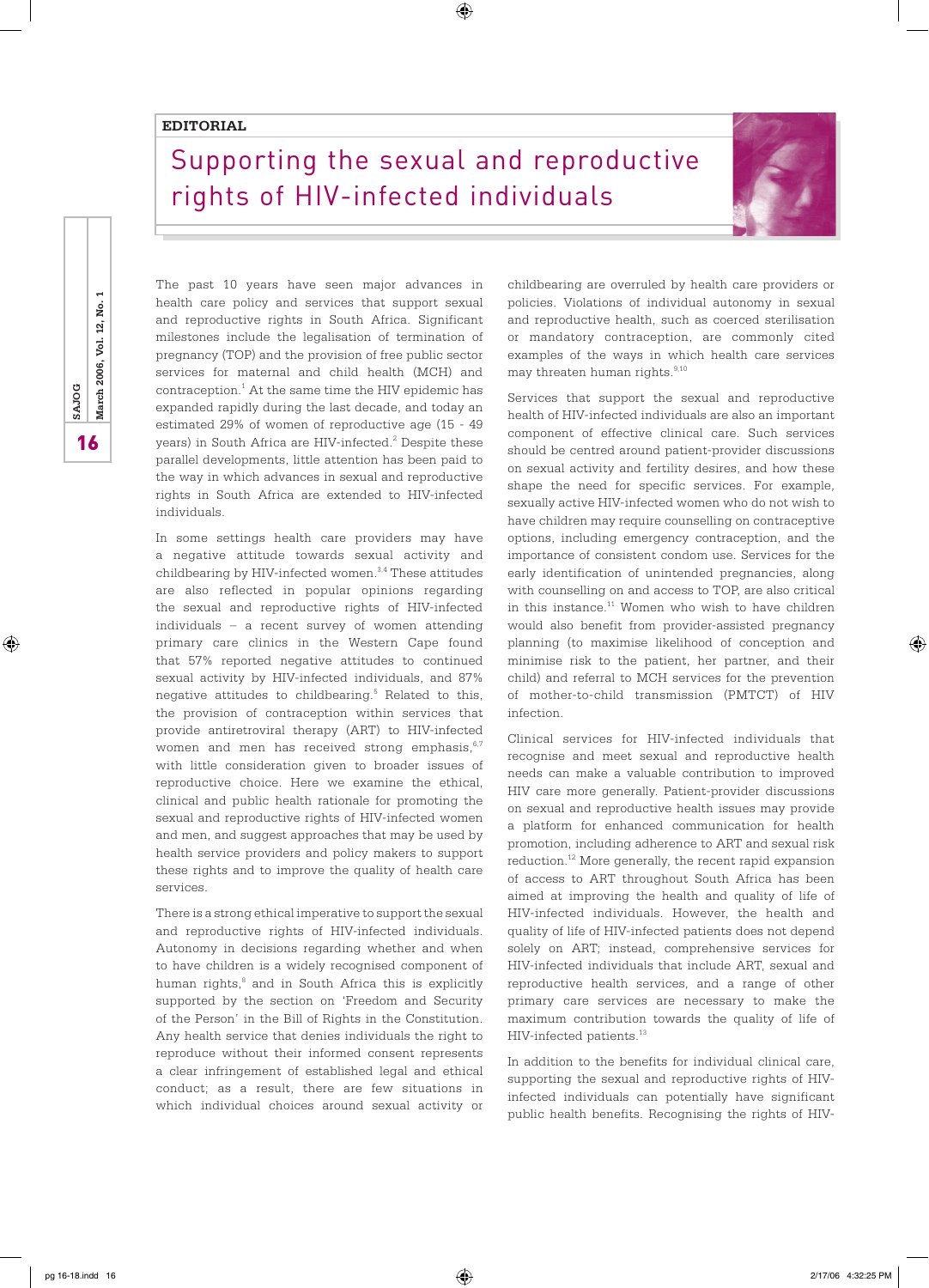EDITORIAL

# Supporting the sexual and reproductive rights of HIV-infected individuals

The past 10 years have seen major advances in health care policy and services that support sexual and reproductive rights in South Africa. Significant milestones include the legalisation of termination of pregnancy (TOP) and the provision of free public sector services for maternal and child health (MCH) and contraception.[1] At the same time the HIV epidemic has expanded rapidly during the last decade, and today an estimated 29% of women of reproductive age (15 - 49 years) in South Africa are HIV-infected.[2] Despite these parallel developments, little attention has been paid to the way in which advances in sexual and reproductive rights in South Africa are extended to HIV-infected individuals.

In some settings health care providers may have a negative attitude towards sexual activity and childbearing by HIV-infected women.[3,4] These attitudes are also reflected in popular opinions regarding the sexual and reproductive rights of HIV-infected individuals – a recent survey of women attending primary care clinics in the Western Cape found that 57% reported negative attitudes to continued sexual activity by HIV-infected individuals, and 87% negative attitudes to childbearing.[5] Related to this, the provision of contraception within services that provide antiretroviral therapy (ART) to HIV-infected women and men has received strong emphasis,[6,7] with little consideration given to broader issues of reproductive choice. Here we examine the ethical, clinical and public health rationale for promoting the sexual and reproductive rights of HIV-infected women and men, and suggest approaches that may be used by health service providers and policy makers to support these rights and to improve the quality of health care services.

There is a strong ethical imperative to support the sexual and reproductive rights of HIV-infected individuals. Autonomy in decisions regarding whether and when to have children is a widely recognised component of human rights,[8] and in South Africa this is explicitly supported by the section on 'Freedom and Security of the Person' in the Bill of Rights in the Constitution. Any health service that denies individuals the right to reproduce without their informed consent represents a clear infringement of established legal and ethical conduct; as a result, there are few situations in which individual choices around sexual activity or childbearing are overruled by health care providers or policies. Violations of individual autonomy in sexual and reproductive health, such as coerced sterilisation or mandatory contraception, are commonly cited examples of the ways in which health care services may threaten human rights.[9,10]

Services that support the sexual and reproductive health of HIV-infected individuals are also an important component of effective clinical care. Such services should be centred around patient-provider discussions on sexual activity and fertility desires, and how these shape the need for specific services. For example, sexually active HIV-infected women who do not wish to have children may require counselling on contraceptive options, including emergency contraception, and the importance of consistent condom use. Services for the early identification of unintended pregnancies, along with counselling on and access to TOP, are also critical in this instance.[11] Women who wish to have children would also benefit from provider-assisted pregnancy planning (to maximise likelihood of conception and minimise risk to the patient, her partner, and their child) and referral to MCH services for the prevention of mother-to-child transmission (PMTCT) of HIV infection.

Clinical services for HIV-infected individuals that recognise and meet sexual and reproductive health needs can make a valuable contribution to improved HIV care more generally. Patient-provider discussions on sexual and reproductive health issues may provide a platform for enhanced communication for health promotion, including adherence to ART and sexual risk reduction.[12] More generally, the recent rapid expansion of access to ART throughout South Africa has been aimed at improving the health and quality of life of HIV-infected individuals. However, the health and quality of life of HIV-infected patients does not depend solely on ART; instead, comprehensive services for HIV-infected individuals that include ART, sexual and reproductive health services, and a range of other primary care services are necessary to make the maximum contribution towards the quality of life of HIV-infected patients.[13]

In addition to the benefits for individual clinical care, supporting the sexual and reproductive rights of HIV-infected individuals can potentially have significant public health benefits. Recognising the rights of HIV-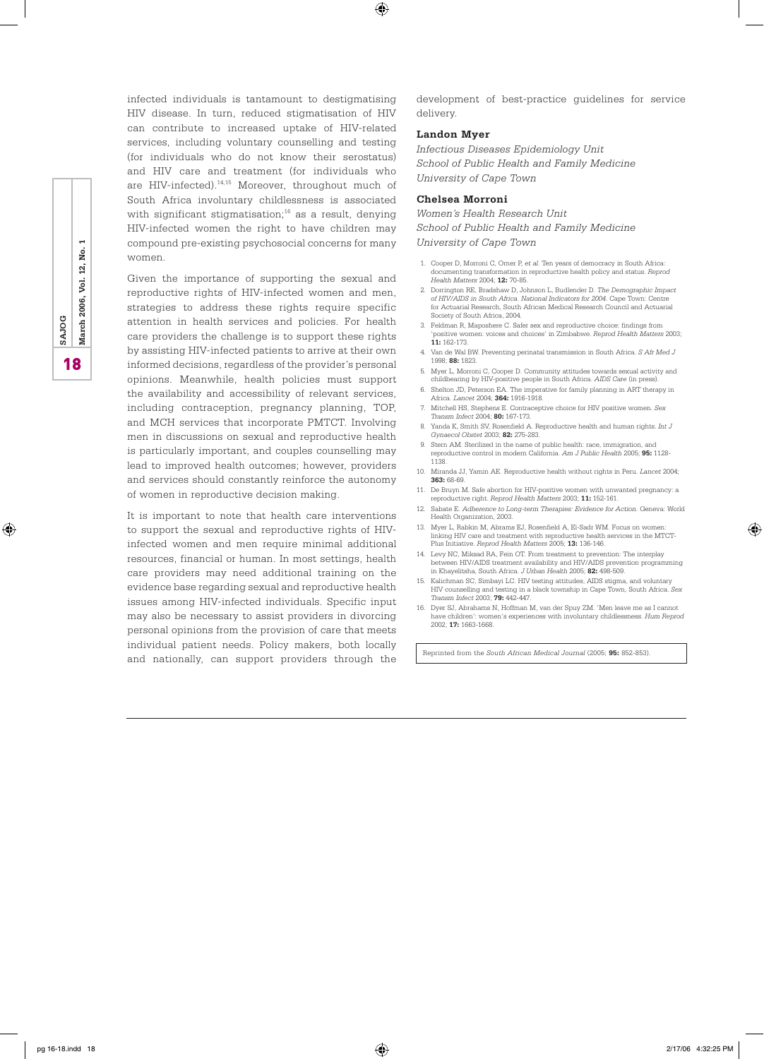infected individuals is tantamount to destigmatising HIV disease. In turn, reduced stigmatisation of HIV can contribute to increased uptake of HIV-related services, including voluntary counselling and testing (for individuals who do not know their serostatus) and HIV care and treatment (for individuals who are HIV-infected).[14,15] Moreover, throughout much of South Africa involuntary childlessness is associated with significant stigmatisation;[16] as a result, denying HIV-infected women the right to have children may compound pre-existing psychosocial concerns for many women.

Given the importance of supporting the sexual and reproductive rights of HIV-infected women and men, strategies to address these rights require specific attention in health services and policies. For health care providers the challenge is to support these rights by assisting HIV-infected patients to arrive at their own informed decisions, regardless of the provider's personal opinions. Meanwhile, health policies must support the availability and accessibility of relevant services, including contraception, pregnancy planning, TOP, and MCH services that incorporate PMTCT. Involving men in discussions on sexual and reproductive health is particularly important, and couples counselling may lead to improved health outcomes; however, providers and services should constantly reinforce the autonomy of women in reproductive decision making.

It is important to note that health care interventions to support the sexual and reproductive rights of HIV-infected women and men require minimal additional resources, financial or human. In most settings, health care providers may need additional training on the evidence base regarding sexual and reproductive health issues among HIV-infected individuals. Specific input may also be necessary to assist providers in divorcing personal opinions from the provision of care that meets individual patient needs. Policy makers, both locally and nationally, can support providers through the development of best-practice guidelines for service delivery.

**Landon Myer**

*Infectious Diseases Epidemiology Unit*
*School of Public Health and Family Medicine*
*University of Cape Town*

**Chelsea Morroni**

*Women's Health Research Unit*
*School of Public Health and Family Medicine*
*University of Cape Town*

1. Cooper D, Morroni C, Orner P, *et al.* Ten years of democracy in South Africa: documenting transformation in reproductive health policy and status. *Reprod Health Matters* 2004; **12:** 70-85.
2. Dorrington RE, Bradshaw D, Johnson L, Budlender D. *The Demographic Impact of HIV/AIDS in South Africa. National Indicators for 2004.* Cape Town: Centre for Actuarial Research, South African Medical Research Council and Actuarial Society of South Africa, 2004.
3. Feldman R, Maposhere C. Safer sex and reproductive choice: findings from 'positive women: voices and choices' in Zimbabwe. *Reprod Health Matters* 2003; **11:** 162-173.
4. Van de Wal BW. Preventing perinatal transmission in South Africa. *S Afr Med J* 1998; **88:** 1823.
5. Myer L, Morroni C, Cooper D. Community attitudes towards sexual activity and childbearing by HIV-positive people in South Africa. *AIDS Care* (in press).
6. Shelton JD, Peterson EA. The imperative for family planning in ART therapy in Africa. *Lancet* 2004; **364:** 1916-1918.
7. Mitchell HS, Stephens E. Contraceptive choice for HIV positive women. *Sex Transm Infect* 2004; **80:** 167-173.
8. Yanda K, Smith SV, Rosenfield A. Reproductive health and human rights. *Int J Gynaecol Obstet* 2003; **82:** 275-283.
9. Stern AM. Sterilized in the name of public health: race, immigration, and reproductive control in modern California. *Am J Public Health* 2005; **95:** 1128-1138.
10. Miranda JJ, Yamin AE. Reproductive health without rights in Peru. *Lancet* 2004; **363:** 68-69.
11. De Bruyn M. Safe abortion for HIV-positive women with unwanted pregnancy: a reproductive right. *Reprod Health Matters* 2003; **11:** 152-161.
12. Sabate E. *Adherence to Long-term Therapies: Evidence for Action.* Geneva: World Health Organization, 2003.
13. Myer L, Rabkin M, Abrams EJ, Rosenfield A, El-Sadr WM. Focus on women: linking HIV care and treatment with reproductive health services in the MTCT-Plus Initiative. *Reprod Health Matters* 2005; **13:** 136-146.
14. Levy NC, Miksad RA, Fein OT. From treatment to prevention: The interplay between HIV/AIDS treatment availability and HIV/AIDS prevention programming in Khayelitsha, South Africa. *J Urban Health* 2005; **82:** 498-509.
15. Kalichman SC, Simbayi LC. HIV testing attitudes, AIDS stigma, and voluntary HIV counselling and testing in a black township in Cape Town, South Africa. *Sex Transm Infect* 2003; **79:** 442-447.
16. Dyer SJ, Abrahams N, Hoffman M, van der Spuy ZM. 'Men leave me as I cannot have children': women's experiences with involuntary childlessness. *Hum Reprod* 2002; **17:** 1663-1668.

Reprinted from the *South African Medical Journal* (2005; **95:** 852-853).